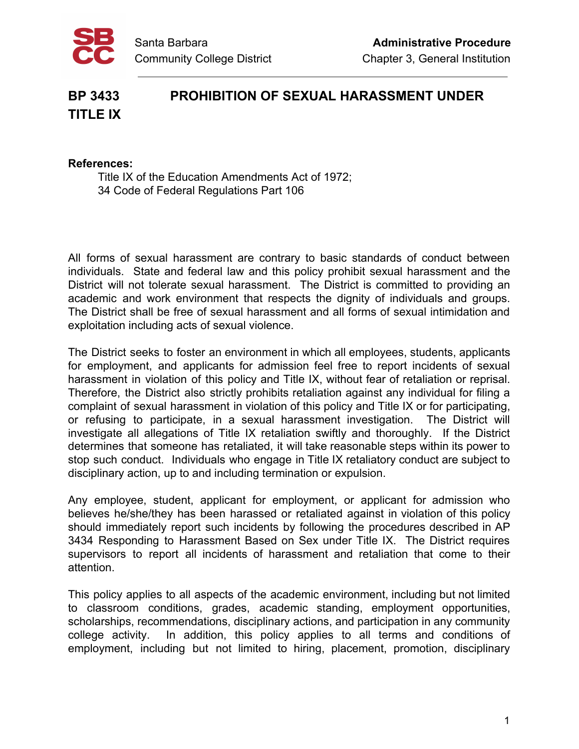# BP 3433 PROHIBITION OF SEXUAL HARASSMENT UNDER TITLE IX

**References:**

Title IX of the Education Amendments Act of 1972;
34 Code of Federal Regulations Part 106

All forms of sexual harassment are contrary to basic standards of conduct between individuals. State and federal law and this policy prohibit sexual harassment and the District will not tolerate sexual harassment. The District is committed to providing an academic and work environment that respects the dignity of individuals and groups. The District shall be free of sexual harassment and all forms of sexual intimidation and exploitation including acts of sexual violence.

The District seeks to foster an environment in which all employees, students, applicants for employment, and applicants for admission feel free to report incidents of sexual harassment in violation of this policy and Title IX, without fear of retaliation or reprisal. Therefore, the District also strictly prohibits retaliation against any individual for filing a complaint of sexual harassment in violation of this policy and Title IX or for participating, or refusing to participate, in a sexual harassment investigation. The District will investigate all allegations of Title IX retaliation swiftly and thoroughly. If the District determines that someone has retaliated, it will take reasonable steps within its power to stop such conduct. Individuals who engage in Title IX retaliatory conduct are subject to disciplinary action, up to and including termination or expulsion.

Any employee, student, applicant for employment, or applicant for admission who believes he/she/they has been harassed or retaliated against in violation of this policy should immediately report such incidents by following the procedures described in AP 3434 Responding to Harassment Based on Sex under Title IX. The District requires supervisors to report all incidents of harassment and retaliation that come to their attention.

This policy applies to all aspects of the academic environment, including but not limited to classroom conditions, grades, academic standing, employment opportunities, scholarships, recommendations, disciplinary actions, and participation in any community college activity. In addition, this policy applies to all terms and conditions of employment, including but not limited to hiring, placement, promotion, disciplinary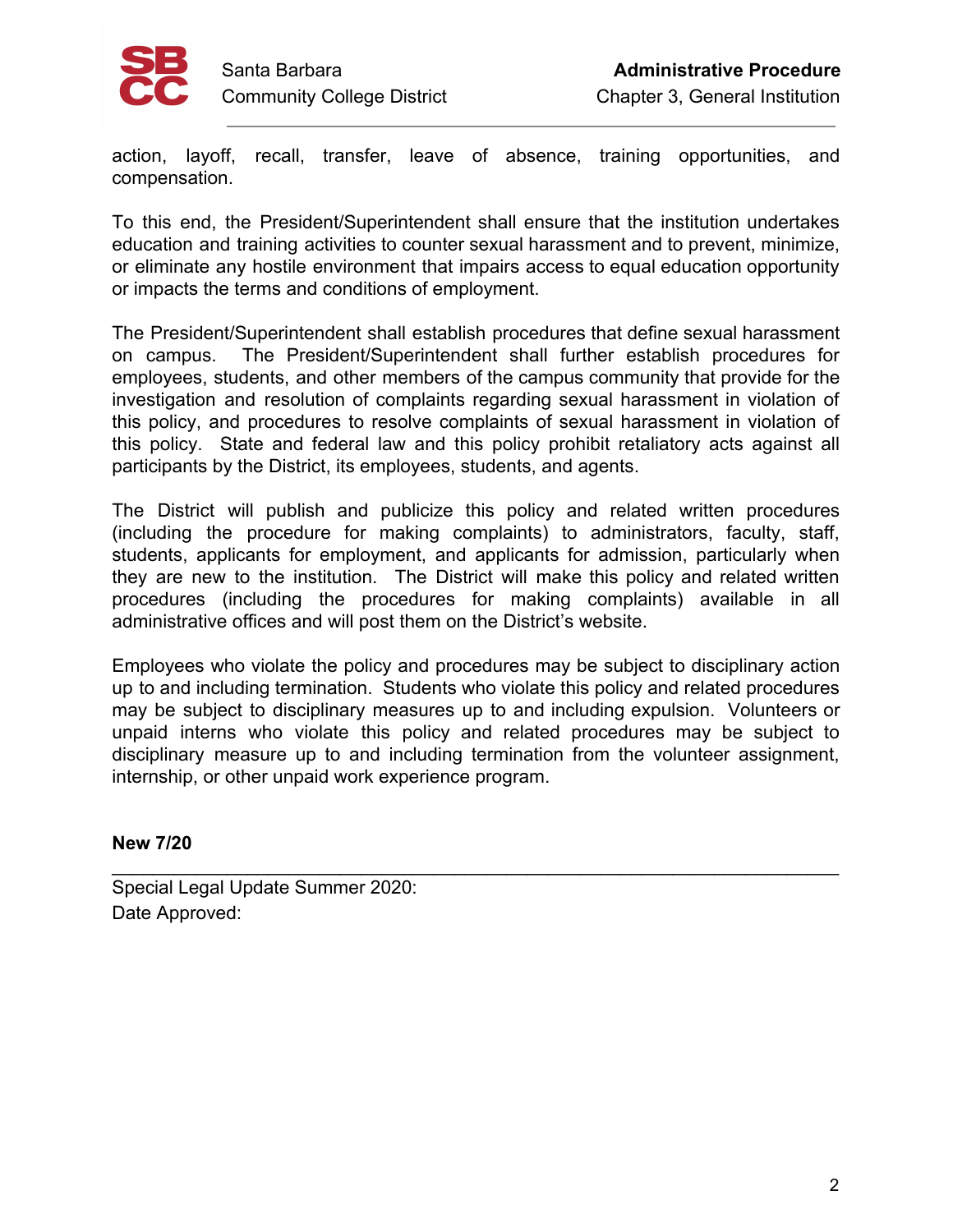action, layoff, recall, transfer, leave of absence, training opportunities, and compensation.

To this end, the President/Superintendent shall ensure that the institution undertakes education and training activities to counter sexual harassment and to prevent, minimize, or eliminate any hostile environment that impairs access to equal education opportunity or impacts the terms and conditions of employment.

The President/Superintendent shall establish procedures that define sexual harassment on campus. The President/Superintendent shall further establish procedures for employees, students, and other members of the campus community that provide for the investigation and resolution of complaints regarding sexual harassment in violation of this policy, and procedures to resolve complaints of sexual harassment in violation of this policy. State and federal law and this policy prohibit retaliatory acts against all participants by the District, its employees, students, and agents.

The District will publish and publicize this policy and related written procedures (including the procedure for making complaints) to administrators, faculty, staff, students, applicants for employment, and applicants for admission, particularly when they are new to the institution. The District will make this policy and related written procedures (including the procedures for making complaints) available in all administrative offices and will post them on the District's website.

Employees who violate the policy and procedures may be subject to disciplinary action up to and including termination. Students who violate this policy and related procedures may be subject to disciplinary measures up to and including expulsion. Volunteers or unpaid interns who violate this policy and related procedures may be subject to disciplinary measure up to and including termination from the volunteer assignment, internship, or other unpaid work experience program.

**New 7/20**

---

Special Legal Update Summer 2020:
Date Approved: